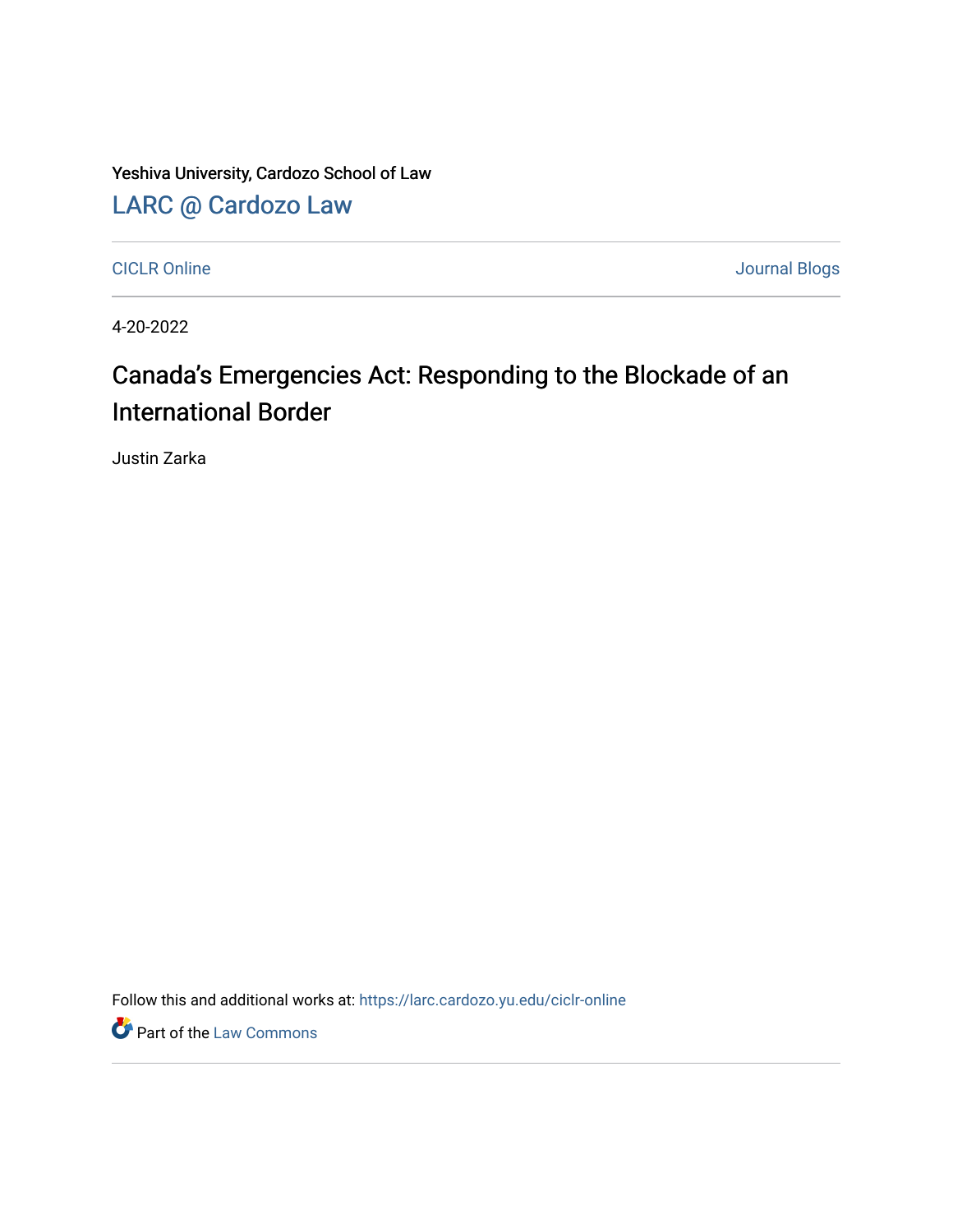Yeshiva University, Cardozo School of Law

LARC @ Cardozo Law

CICLR Online

Journal Blogs

4-20-2022

# Canada's Emergencies Act: Responding to the Blockade of an International Border

Justin Zarka

Follow this and additional works at: https://larc.cardozo.yu.edu/ciclr-online

Part of the Law Commons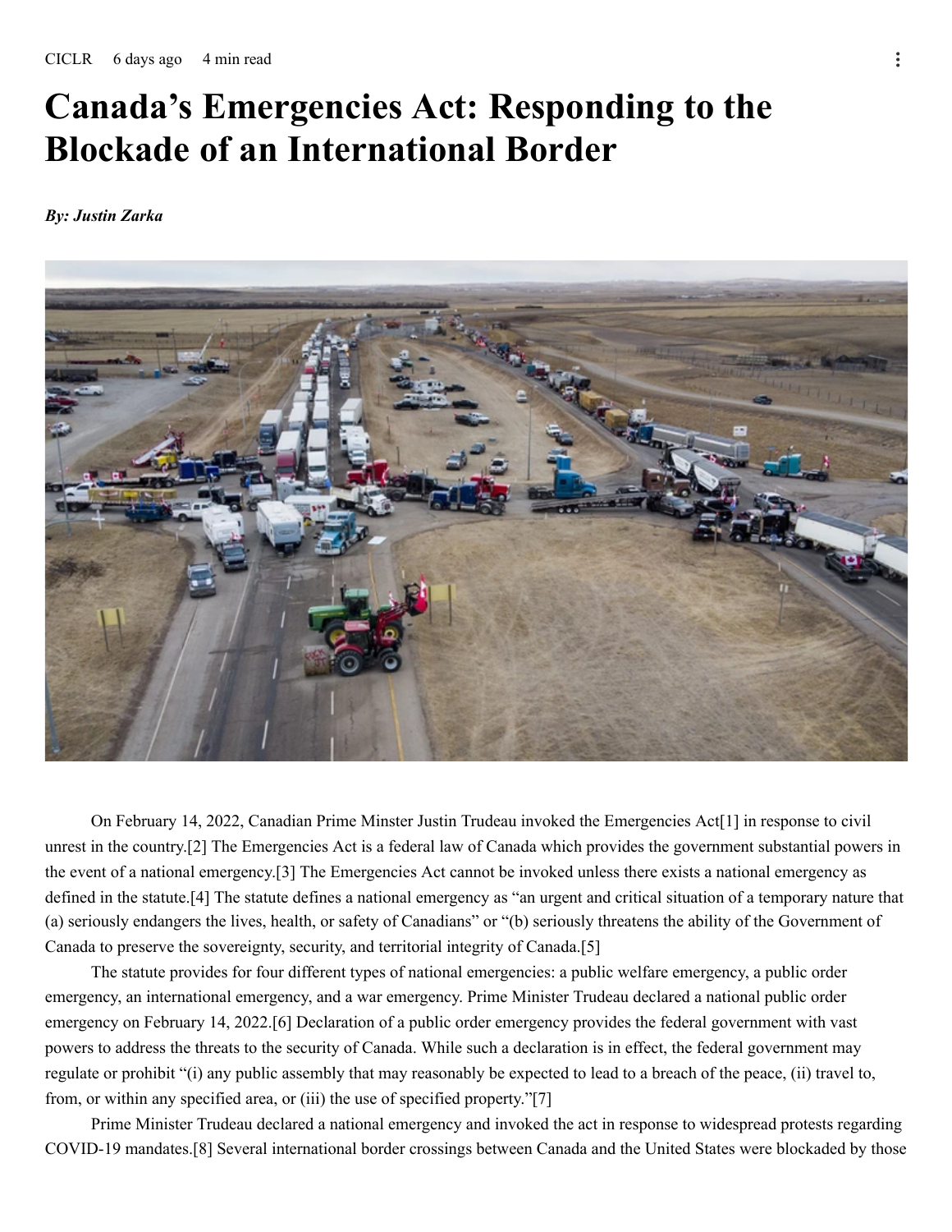CICLR 6 days ago 4 min read

# Canada's Emergencies Act: Responding to the Blockade of an International Border

***By: Justin Zarka***

On February 14, 2022, Canadian Prime Minster Justin Trudeau invoked the Emergencies Act[1] in response to civil unrest in the country.[2] The Emergencies Act is a federal law of Canada which provides the government substantial powers in the event of a national emergency.[3] The Emergencies Act cannot be invoked unless there exists a national emergency as defined in the statute.[4] The statute defines a national emergency as "an urgent and critical situation of a temporary nature that (a) seriously endangers the lives, health, or safety of Canadians" or "(b) seriously threatens the ability of the Government of Canada to preserve the sovereignty, security, and territorial integrity of Canada.[5]

The statute provides for four different types of national emergencies: a public welfare emergency, a public order emergency, an international emergency, and a war emergency. Prime Minister Trudeau declared a national public order emergency on February 14, 2022.[6] Declaration of a public order emergency provides the federal government with vast powers to address the threats to the security of Canada. While such a declaration is in effect, the federal government may regulate or prohibit "(i) any public assembly that may reasonably be expected to lead to a breach of the peace, (ii) travel to, from, or within any specified area, or (iii) the use of specified property."[7]

Prime Minister Trudeau declared a national emergency and invoked the act in response to widespread protests regarding COVID-19 mandates.[8] Several international border crossings between Canada and the United States were blockaded by those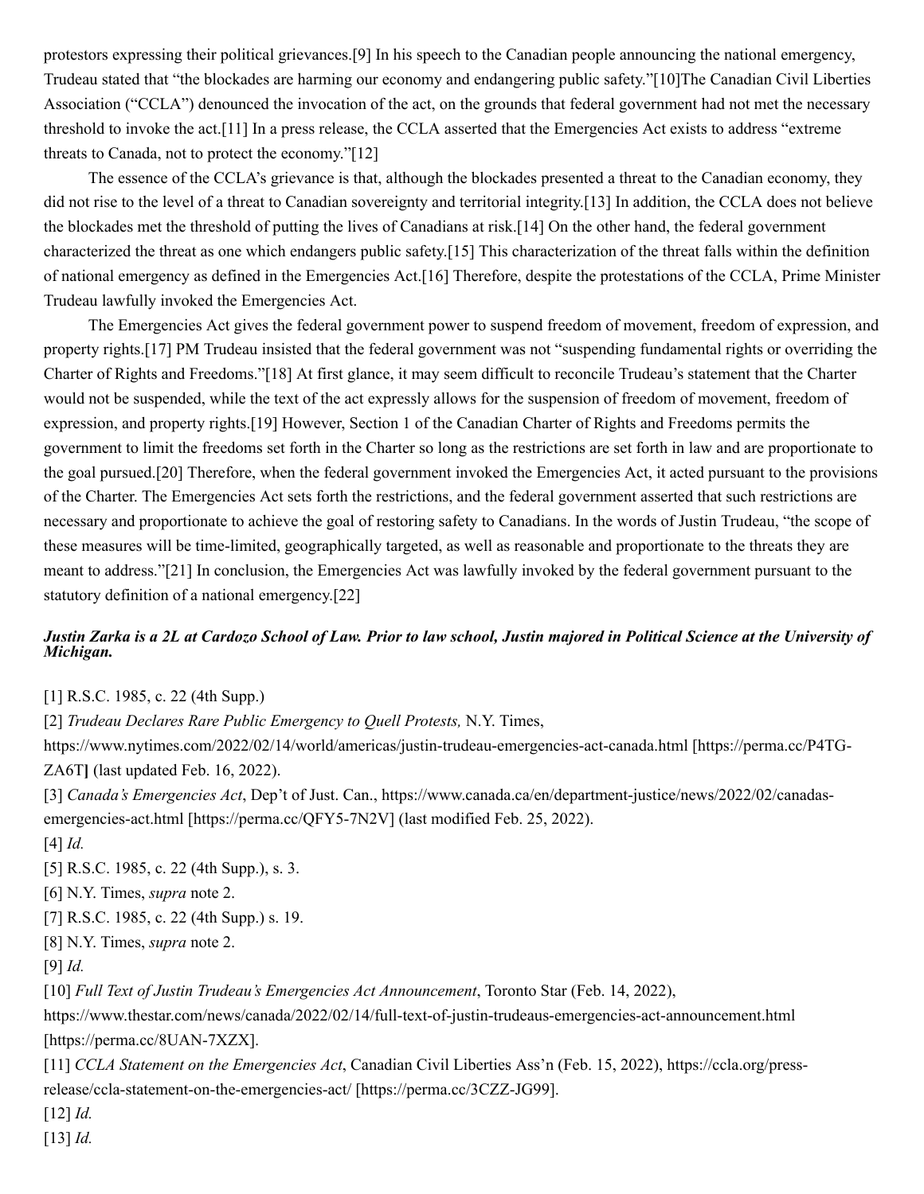protestors expressing their political grievances.[9] In his speech to the Canadian people announcing the national emergency, Trudeau stated that "the blockades are harming our economy and endangering public safety."[10]The Canadian Civil Liberties Association ("CCLA") denounced the invocation of the act, on the grounds that federal government had not met the necessary threshold to invoke the act.[11] In a press release, the CCLA asserted that the Emergencies Act exists to address "extreme threats to Canada, not to protect the economy."[12]

The essence of the CCLA's grievance is that, although the blockades presented a threat to the Canadian economy, they did not rise to the level of a threat to Canadian sovereignty and territorial integrity.[13] In addition, the CCLA does not believe the blockades met the threshold of putting the lives of Canadians at risk.[14] On the other hand, the federal government characterized the threat as one which endangers public safety.[15] This characterization of the threat falls within the definition of national emergency as defined in the Emergencies Act.[16] Therefore, despite the protestations of the CCLA, Prime Minister Trudeau lawfully invoked the Emergencies Act.

The Emergencies Act gives the federal government power to suspend freedom of movement, freedom of expression, and property rights.[17] PM Trudeau insisted that the federal government was not "suspending fundamental rights or overriding the Charter of Rights and Freedoms."[18] At first glance, it may seem difficult to reconcile Trudeau's statement that the Charter would not be suspended, while the text of the act expressly allows for the suspension of freedom of movement, freedom of expression, and property rights.[19] However, Section 1 of the Canadian Charter of Rights and Freedoms permits the government to limit the freedoms set forth in the Charter so long as the restrictions are set forth in law and are proportionate to the goal pursued.[20] Therefore, when the federal government invoked the Emergencies Act, it acted pursuant to the provisions of the Charter. The Emergencies Act sets forth the restrictions, and the federal government asserted that such restrictions are necessary and proportionate to achieve the goal of restoring safety to Canadians. In the words of Justin Trudeau, "the scope of these measures will be time-limited, geographically targeted, as well as reasonable and proportionate to the threats they are meant to address."[21] In conclusion, the Emergencies Act was lawfully invoked by the federal government pursuant to the statutory definition of a national emergency.[22]

***Justin Zarka is a 2L at Cardozo School of Law. Prior to law school, Justin majored in Political Science at the University of Michigan.***

[1] R.S.C. 1985, c. 22 (4th Supp.)

[2] *Trudeau Declares Rare Public Emergency to Quell Protests,* N.Y. Times, https://www.nytimes.com/2022/02/14/world/americas/justin-trudeau-emergencies-act-canada.html [https://perma.cc/P4TG-ZA6T] (last updated Feb. 16, 2022).

[3] *Canada's Emergencies Act*, Dep't of Just. Can., https://www.canada.ca/en/department-justice/news/2022/02/canadas-emergencies-act.html [https://perma.cc/QFY5-7N2V] (last modified Feb. 25, 2022).

[4] *Id.*

[5] R.S.C. 1985, c. 22 (4th Supp.), s. 3.

[6] N.Y. Times, *supra* note 2.

[7] R.S.C. 1985, c. 22 (4th Supp.) s. 19.

[8] N.Y. Times, *supra* note 2.

[9] *Id.*

[10] *Full Text of Justin Trudeau's Emergencies Act Announcement*, Toronto Star (Feb. 14, 2022), https://www.thestar.com/news/canada/2022/02/14/full-text-of-justin-trudeaus-emergencies-act-announcement.html [https://perma.cc/8UAN-7XZX].

[11] *CCLA Statement on the Emergencies Act*, Canadian Civil Liberties Ass'n (Feb. 15, 2022), https://ccla.org/press-release/ccla-statement-on-the-emergencies-act/ [https://perma.cc/3CZZ-JG99].

[12] *Id.*

[13] *Id.*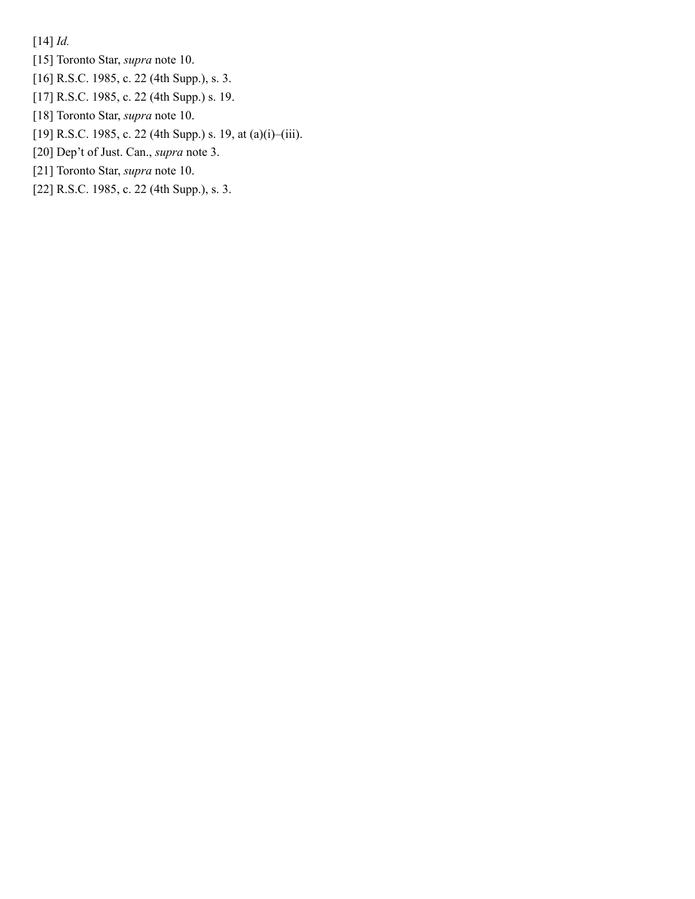[14] *Id.*

[15] Toronto Star, *supra* note 10.

[16] R.S.C. 1985, c. 22 (4th Supp.), s. 3.

[17] R.S.C. 1985, c. 22 (4th Supp.) s. 19.

[18] Toronto Star, *supra* note 10.

[19] R.S.C. 1985, c. 22 (4th Supp.) s. 19, at (a)(i)–(iii).

[20] Dep't of Just. Can., *supra* note 3.

[21] Toronto Star, *supra* note 10.

[22] R.S.C. 1985, c. 22 (4th Supp.), s. 3.